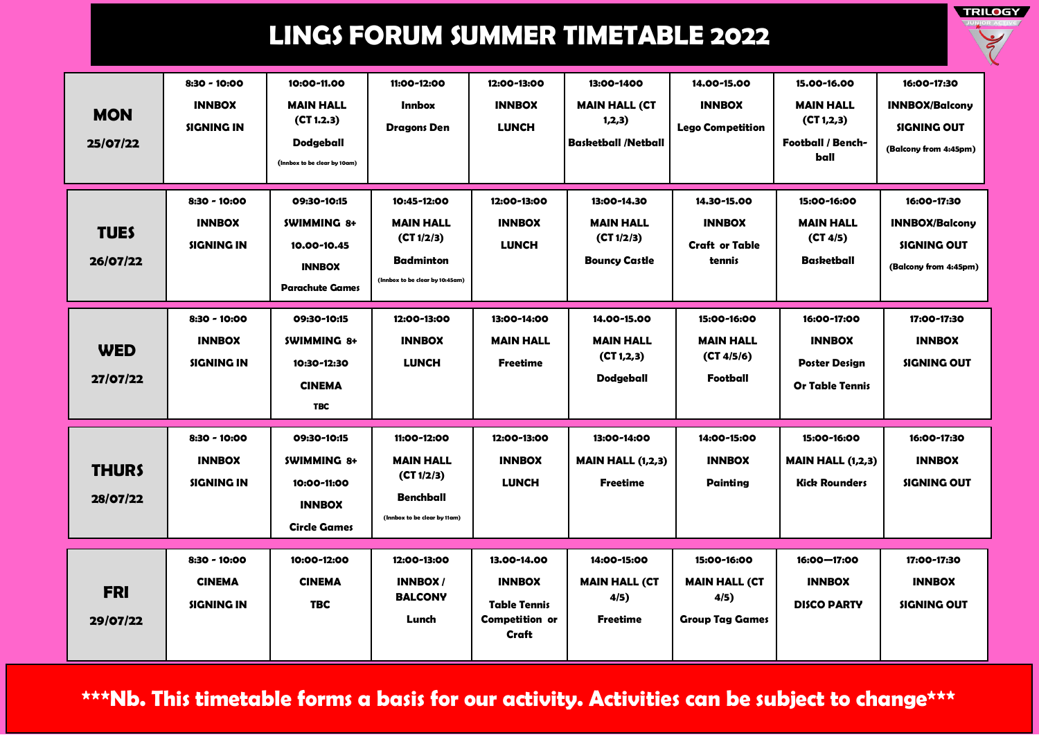# LINGS FORUM SUMMER TIMETABLE 2022

| | | | | | | | | |
|---|---|---|---|---|---|---|---|---|
| **MON 25/07/22** | **8:30 - 10:00** INNBOX SIGNING IN | **10:00-11.00** MAIN HALL (CT 1.2.3) Dodgeball (Innbox to be clear by 10am) | **11:00-12:00** Innbox Dragons Den | **12:00-13:00** INNBOX LUNCH | **13:00-1400** MAIN HALL (CT 1,2,3) Basketball /Netball | **14.00-15.00** INNBOX Lego Competition | **15.00-16.00** MAIN HALL (CT 1,2,3) Football / Bench-ball | **16:00-17:30** INNBOX/Balcony SIGNING OUT (Balcony from 4:45pm) |
| **TUES 26/07/22** | **8:30 - 10:00** INNBOX SIGNING IN | **09:30-10:15** SWIMMING 8+ 10.00-10.45 INNBOX Parachute Games | **10:45-12:00** MAIN HALL (CT 1/2/3) Badminton (Innbox to be clear by 10:45am) | **12:00-13:00** INNBOX LUNCH | **13:00-14.30** MAIN HALL (CT 1/2/3) Bouncy Castle | **14.30-15.00** INNBOX Craft or Table tennis | **15:00-16:00** MAIN HALL (CT 4/5) Basketball | **16:00-17:30** INNBOX/Balcony SIGNING OUT (Balcony from 4:45pm) |
| **WED 27/07/22** | **8:30 - 10:00** INNBOX SIGNING IN | **09:30-10:15** SWIMMING 8+ 10:30-12:30 CINEMA TBC | **12:00-13:00** INNBOX LUNCH | **13:00-14:00** MAIN HALL Freetime | **14.00-15.00** MAIN HALL (CT 1,2,3) Dodgeball | **15:00-16:00** MAIN HALL (CT 4/5/6) Football | **16:00-17:00** INNBOX Poster Design Or Table Tennis | **17:00-17:30** INNBOX SIGNING OUT |
| **THURS 28/07/22** | **8:30 - 10:00** INNBOX SIGNING IN | **09:30-10:15** SWIMMING 8+ 10:00-11:00 INNBOX Circle Games | **11:00-12:00** MAIN HALL (CT 1/2/3) Benchball (Innbox to be clear by 11am) | **12:00-13:00** INNBOX LUNCH | **13:00-14:00** MAIN HALL (1,2,3) Freetime | **14:00-15:00** INNBOX Painting | **15:00-16:00** MAIN HALL (1,2,3) Kick Rounders | **16:00-17:30** INNBOX SIGNING OUT |
| **FRI 29/07/22** | **8:30 - 10:00** CINEMA SIGNING IN | **10:00-12:00** CINEMA TBC | **12:00-13:00** INNBOX / BALCONY Lunch | **13.00-14.00** INNBOX Table Tennis Competition or Craft | **14:00-15:00** MAIN HALL (CT 4/5) Freetime | **15:00-16:00** MAIN HALL (CT 4/5) Group Tag Games | **16:00—17:00** INNBOX DISCO PARTY | **17:00-17:30** INNBOX SIGNING OUT |

**\*\*\*Nb. This timetable forms a basis for our activity. Activities can be subject to change\*\*\***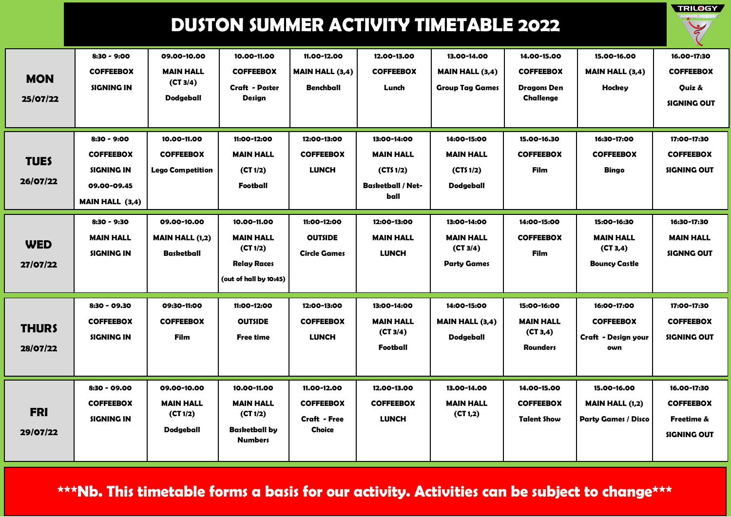# DUSTON SUMMER ACTIVITY TIMETABLE 2022

| MON 25/07/22 | 8:30 - 9:00 COFFEEBOX SIGNING IN | 09.00-10.00 MAIN HALL (CT 3/4) Dodgeball | 10.00-11.00 COFFEEBOX Craft - Poster Design | 11.00-12.00 MAIN HALL (3,4) Benchball | 12.00-13.00 COFFEEBOX Lunch | 13.00-14.00 MAIN HALL (3,4) Group Tag Games | 14.00-15.00 COFFEEBOX Dragons Den Challenge | 15.00-16.00 MAIN HALL (3,4) Hockey | 16.00-17:30 COFFEEBOX Quiz & SIGNING OUT |
|---|---|---|---|---|---|---|---|---|---|
| **TUES 26/07/22** | 8:30 - 9:00 COFFEEBOX SIGNING IN 09.00-09.45 MAIN HALL (3,4) | 10.00-11.00 COFFEEBOX Lego Competition | 11:00-12:00 MAIN HALL (CT 1/2) Football | 12:00-13:00 COFFEEBOX LUNCH | 13:00-14:00 MAIN HALL (CTS 1/2) Basketball / Net-ball | 14:00-15:00 MAIN HALL (CTS 1/2) Dodgeball | 15.00-16.30 COFFEEBOX Film | 16:30-17:00 COFFEEBOX Bingo | 17:00-17:30 COFFEEBOX SIGNING OUT |
| **WED 27/07/22** | 8:30 - 9:30 MAIN HALL SIGNING IN | 09.00-10.00 MAIN HALL (1,2) Basketball | 10.00-11.00 MAIN HALL (CT 1/2) Relay Races (out of hall by 10:45) | 11:00-12:00 OUTSIDE Circle Games | 12:00-13:00 MAIN HALL LUNCH | 13:00-14:00 MAIN HALL (CT 3/4) Party Games | 14:00-15:00 COFFEEBOX Film | 15:00-16:30 MAIN HALL (CT 3,4) Bouncy Castle | 16:30-17:30 MAIN HALL SIGNNG OUT |
| **THURS 28/07/22** | 8:30 - 09.30 COFFEEBOX SIGNING IN | 09:30-11:00 COFFEEBOX Film | 11:00-12:00 OUTSIDE Free time | 12:00-13:00 COFFEEBOX LUNCH | 13:00-14:00 MAIN HALL (CT 3/4) Football | 14:00-15:00 MAIN HALL (3,4) Dodgeball | 15:00-16:00 MAIN HALL (CT 3,4) Rounders | 16:00-17:00 COFFEEBOX Craft - Design your own | 17:00-17:30 COFFEEBOX SIGNING OUT |
| **FRI 29/07/22** | 8:30 - 09.00 COFFEEBOX SIGNING IN | 09.00-10.00 MAIN HALL (CT 1/2) Dodgeball | 10.00-11.00 MAIN HALL (CT 1/2) Basketball by Numbers | 11.00-12.00 COFFEEBOX Craft - Free Choice | 12.00-13.00 COFFEEBOX LUNCH | 13.00-14.00 MAIN HALL (CT 1,2) | 14.00-15.00 COFFEEBOX Talent Show | 15.00-16.00 MAIN HALL (1,2) Party Games / Disco | 16.00-17:30 COFFEEBOX Freetime & SIGNING OUT |

**\*\*\*Nb. This timetable forms a basis for our activity. Activities can be subject to change\*\*\***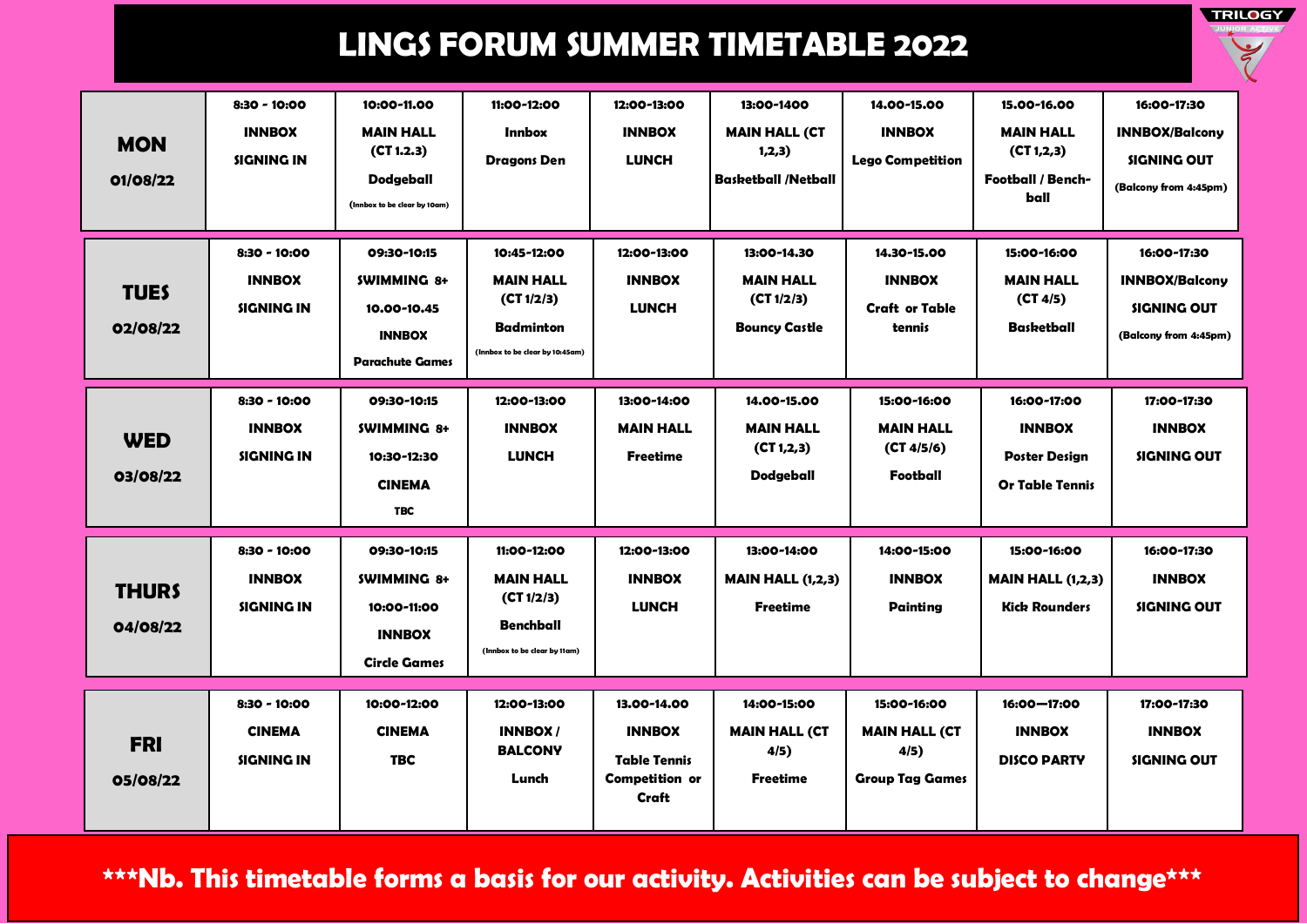# LINGS FORUM SUMMER TIMETABLE 2022

TRILOGY JUNIOR ACTIVE

| **MON 01/08/22** | **8:30 - 10:00** INNBOX SIGNING IN | **10:00-11.00** MAIN HALL (CT 1.2.3) Dodgeball (Innbox to be clear by 10am) | **11:00-12:00** Innbox Dragons Den | **12:00-13:00** INNBOX LUNCH | **13:00-1400** MAIN HALL (CT 1,2,3) Basketball /Netball | **14.00-15.00** INNBOX Lego Competition | **15.00-16.00** MAIN HALL (CT 1,2,3) Football / Bench-ball | **16:00-17:30** INNBOX/Balcony SIGNING OUT (Balcony from 4:45pm) |
|---|---|---|---|---|---|---|---|---|
| **TUES 02/08/22** | **8:30 - 10:00** INNBOX SIGNING IN | **09:30-10:15** SWIMMING 8+ 10.00-10.45 INNBOX Parachute Games | **10:45-12:00** MAIN HALL (CT 1/2/3) Badminton (Innbox to be clear by 10:45am) | **12:00-13:00** INNBOX LUNCH | **13:00-14.30** MAIN HALL (CT 1/2/3) Bouncy Castle | **14.30-15.00** INNBOX Craft or Table tennis | **15:00-16:00** MAIN HALL (CT 4/5) Basketball | **16:00-17:30** INNBOX/Balcony SIGNING OUT (Balcony from 4:45pm) |
| **WED 03/08/22** | **8:30 - 10:00** INNBOX SIGNING IN | **09:30-10:15** SWIMMING 8+ 10:30-12:30 CINEMA TBC | **12:00-13:00** INNBOX LUNCH | **13:00-14:00** MAIN HALL Freetime | **14.00-15.00** MAIN HALL (CT 1,2,3) Dodgeball | **15:00-16:00** MAIN HALL (CT 4/5/6) Football | **16:00-17:00** INNBOX Poster Design Or Table Tennis | **17:00-17:30** INNBOX SIGNING OUT |
| **THURS 04/08/22** | **8:30 - 10:00** INNBOX SIGNING IN | **09:30-10:15** SWIMMING 8+ 10:00-11:00 INNBOX Circle Games | **11:00-12:00** MAIN HALL (CT 1/2/3) Benchball (Innbox to be clear by 11am) | **12:00-13:00** INNBOX LUNCH | **13:00-14:00** MAIN HALL (1,2,3) Freetime | **14:00-15:00** INNBOX Painting | **15:00-16:00** MAIN HALL (1,2,3) Kick Rounders | **16:00-17:30** INNBOX SIGNING OUT |
| **FRI 05/08/22** | **8:30 - 10:00** CINEMA SIGNING IN | **10:00-12:00** CINEMA TBC | **12:00-13:00** INNBOX / BALCONY Lunch | **13.00-14.00** INNBOX Table Tennis Competition or Craft | **14:00-15:00** MAIN HALL (CT 4/5) Freetime | **15:00-16:00** MAIN HALL (CT 4/5) Group Tag Games | **16:00—17:00** INNBOX DISCO PARTY | **17:00-17:30** INNBOX SIGNING OUT |

**\*\*\*Nb. This timetable forms a basis for our activity. Activities can be subject to change\*\*\***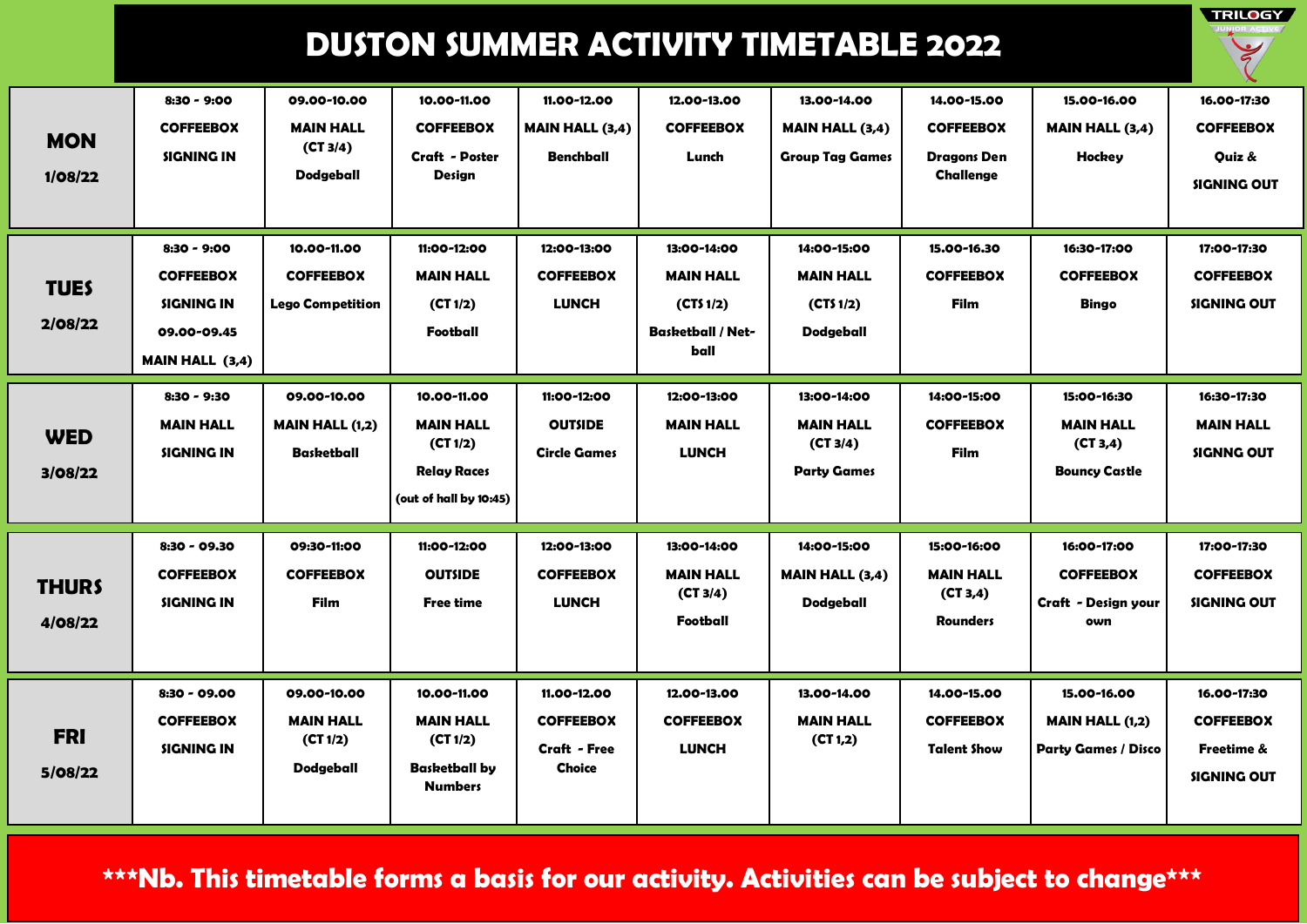# DUSTON SUMMER ACTIVITY TIMETABLE 2022

TRILOGY JUNIOR ACTIVE

| Day | | | | | | | | | |
|---|---|---|---|---|---|---|---|---|---|
| **MON** 1/08/22 | 8:30 - 9:00 COFFEEBOX SIGNING IN | 09.00-10.00 MAIN HALL (CT 3/4) Dodgeball | 10.00-11.00 COFFEEBOX Craft - Poster Design | 11.00-12.00 MAIN HALL (3,4) Benchball | 12.00-13.00 COFFEEBOX Lunch | 13.00-14.00 MAIN HALL (3,4) Group Tag Games | 14.00-15.00 COFFEEBOX Dragons Den Challenge | 15.00-16.00 MAIN HALL (3,4) Hockey | 16.00-17:30 COFFEEBOX Quiz & SIGNING OUT |
| **TUES** 2/08/22 | 8:30 - 9:00 COFFEEBOX SIGNING IN 09.00-09.45 MAIN HALL (3,4) | 10.00-11.00 COFFEEBOX Lego Competition | 11:00-12:00 MAIN HALL (CT 1/2) Football | 12:00-13:00 COFFEEBOX LUNCH | 13:00-14:00 MAIN HALL (CTS 1/2) Basketball / Net-ball | 14:00-15:00 MAIN HALL (CTS 1/2) Dodgeball | 15.00-16.30 COFFEEBOX Film | 16:30-17:00 COFFEEBOX Bingo | 17:00-17:30 COFFEEBOX SIGNING OUT |
| **WED** 3/08/22 | 8:30 - 9:30 MAIN HALL SIGNING IN | 09.00-10.00 MAIN HALL (1,2) Basketball | 10.00-11.00 MAIN HALL (CT 1/2) Relay Races (out of hall by 10:45) | 11:00-12:00 OUTSIDE Circle Games | 12:00-13:00 MAIN HALL LUNCH | 13:00-14:00 MAIN HALL (CT 3/4) Party Games | 14:00-15:00 COFFEEBOX Film | 15:00-16:30 MAIN HALL (CT 3,4) Bouncy Castle | 16:30-17:30 MAIN HALL SIGNNG OUT |
| **THURS** 4/08/22 | 8:30 - 09.30 COFFEEBOX SIGNING IN | 09:30-11:00 COFFEEBOX Film | 11:00-12:00 OUTSIDE Free time | 12:00-13:00 COFFEEBOX LUNCH | 13:00-14:00 MAIN HALL (CT 3/4) Football | 14:00-15:00 MAIN HALL (3,4) Dodgeball | 15:00-16:00 MAIN HALL (CT 3,4) Rounders | 16:00-17:00 COFFEEBOX Craft - Design your own | 17:00-17:30 COFFEEBOX SIGNING OUT |
| **FRI** 5/08/22 | 8:30 - 09.00 COFFEEBOX SIGNING IN | 09.00-10.00 MAIN HALL (CT 1/2) Dodgeball | 10.00-11.00 MAIN HALL (CT 1/2) Basketball by Numbers | 11.00-12.00 COFFEEBOX Craft - Free Choice | 12.00-13.00 COFFEEBOX LUNCH | 13.00-14.00 MAIN HALL (CT 1,2) | 14.00-15.00 COFFEEBOX Talent Show | 15.00-16.00 MAIN HALL (1,2) Party Games / Disco | 16.00-17:30 COFFEEBOX Freetime & SIGNING OUT |

***Nb. This timetable forms a basis for our activity. Activities can be subject to change***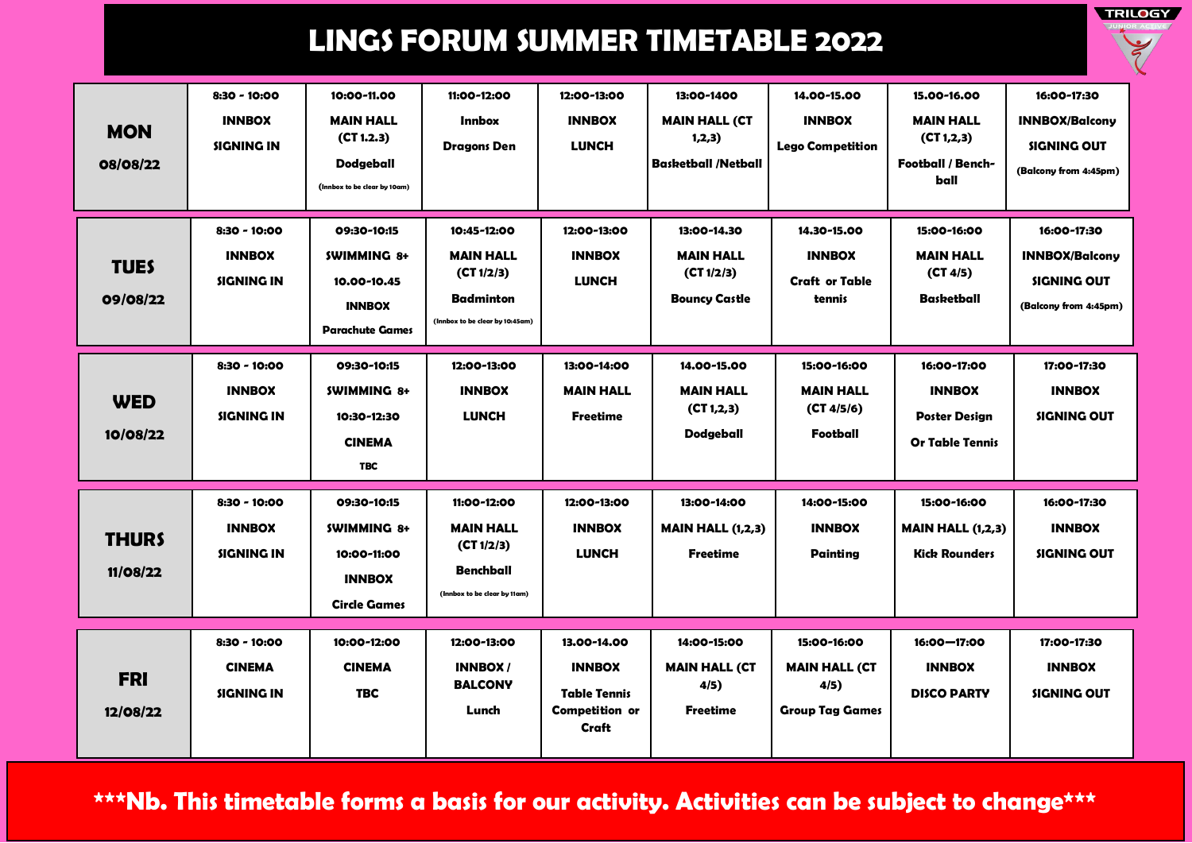# LINGS FORUM SUMMER TIMETABLE 2022

TRILOGY JUNIOR ACTIVE

| Day | | | | | | | | |
|---|---|---|---|---|---|---|---|---|
| **MON** 08/08/22 | **8:30 - 10:00** INNBOX SIGNING IN | **10:00-11.00** MAIN HALL (CT 1.2.3) Dodgeball (Innbox to be clear by 10am) | **11:00-12:00** Innbox Dragons Den | **12:00-13:00** INNBOX LUNCH | **13:00-1400** MAIN HALL (CT 1,2,3) Basketball /Netball | **14.00-15.00** INNBOX Lego Competition | **15.00-16.00** MAIN HALL (CT 1,2,3) Football / Bench-ball | **16:00-17:30** INNBOX/Balcony SIGNING OUT (Balcony from 4:45pm) |
| **TUES** 09/08/22 | **8:30 - 10:00** INNBOX SIGNING IN | **09:30-10:15** SWIMMING 8+ **10.00-10.45** INNBOX Parachute Games | **10:45-12:00** MAIN HALL (CT 1/2/3) Badminton (Innbox to be clear by 10:45am) | **12:00-13:00** INNBOX LUNCH | **13:00-14.30** MAIN HALL (CT 1/2/3) Bouncy Castle | **14.30-15.00** INNBOX Craft or Table tennis | **15:00-16:00** MAIN HALL (CT 4/5) Basketball | **16:00-17:30** INNBOX/Balcony SIGNING OUT (Balcony from 4:45pm) |
| **WED** 10/08/22 | **8:30 - 10:00** INNBOX SIGNING IN | **09:30-10:15** SWIMMING 8+ **10:30-12:30** CINEMA TBC | **12:00-13:00** INNBOX LUNCH | **13:00-14:00** MAIN HALL Freetime | **14.00-15.00** MAIN HALL (CT 1,2,3) Dodgeball | **15:00-16:00** MAIN HALL (CT 4/5/6) Football | **16:00-17:00** INNBOX Poster Design Or Table Tennis | **17:00-17:30** INNBOX SIGNING OUT |
| **THURS** 11/08/22 | **8:30 - 10:00** INNBOX SIGNING IN | **09:30-10:15** SWIMMING 8+ **10:00-11:00** INNBOX Circle Games | **11:00-12:00** MAIN HALL (CT 1/2/3) Benchball (Innbox to be clear by 11am) | **12:00-13:00** INNBOX LUNCH | **13:00-14:00** MAIN HALL (1,2,3) Freetime | **14:00-15:00** INNBOX Painting | **15:00-16:00** MAIN HALL (1,2,3) Kick Rounders | **16:00-17:30** INNBOX SIGNING OUT |
| **FRI** 12/08/22 | **8:30 - 10:00** CINEMA SIGNING IN | **10:00-12:00** CINEMA TBC | **12:00-13:00** INNBOX / BALCONY Lunch | **13.00-14.00** INNBOX Table Tennis Competition or Craft | **14:00-15:00** MAIN HALL (CT 4/5) Freetime | **15:00-16:00** MAIN HALL (CT 4/5) Group Tag Games | **16:00—17:00** INNBOX DISCO PARTY | **17:00-17:30** INNBOX SIGNING OUT |

**\*\*\*Nb. This timetable forms a basis for our activity. Activities can be subject to change\*\*\***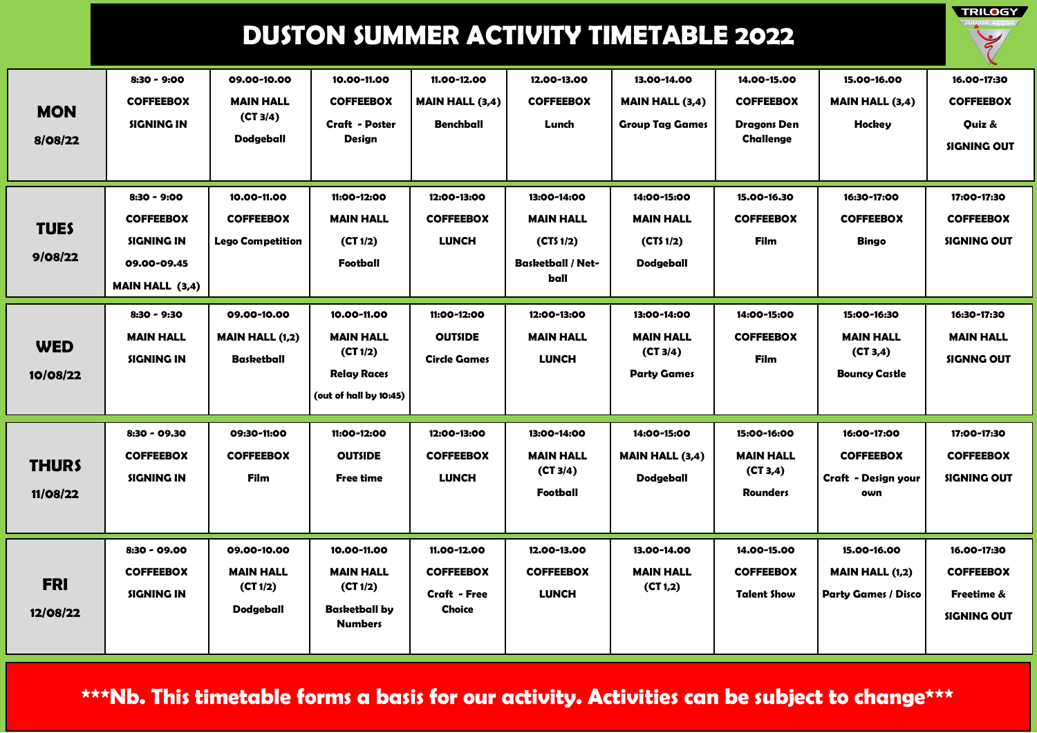# DUSTON SUMMER ACTIVITY TIMETABLE 2022

| MON 8/08/22 | 8:30 - 9:00 COFFEEBOX SIGNING IN | 09.00-10.00 MAIN HALL (CT 3/4) Dodgeball | 10.00-11.00 COFFEEBOX Craft - Poster Design | 11.00-12.00 MAIN HALL (3,4) Benchball | 12.00-13.00 COFFEEBOX Lunch | 13.00-14.00 MAIN HALL (3,4) Group Tag Games | 14.00-15.00 COFFEEBOX Dragons Den Challenge | 15.00-16.00 MAIN HALL (3,4) Hockey | 16.00-17:30 COFFEEBOX Quiz & SIGNING OUT |
|---|---|---|---|---|---|---|---|---|---|
| **TUES 9/08/22** | 8:30 - 9:00 COFFEEBOX SIGNING IN 09.00-09.45 MAIN HALL (3,4) | 10.00-11.00 COFFEEBOX Lego Competition | 11:00-12:00 MAIN HALL (CT 1/2) Football | 12:00-13:00 COFFEEBOX LUNCH | 13:00-14:00 MAIN HALL (CTS 1/2) Basketball / Net-ball | 14:00-15:00 MAIN HALL (CTS 1/2) Dodgeball | 15.00-16.30 COFFEEBOX Film | 16:30-17:00 COFFEEBOX Bingo | 17:00-17:30 COFFEEBOX SIGNING OUT |
| **WED 10/08/22** | 8:30 - 9:30 MAIN HALL SIGNING IN | 09.00-10.00 MAIN HALL (1,2) Basketball | 10.00-11.00 MAIN HALL (CT 1/2) Relay Races (out of hall by 10:45) | 11:00-12:00 OUTSIDE Circle Games | 12:00-13:00 MAIN HALL LUNCH | 13:00-14:00 MAIN HALL (CT 3/4) Party Games | 14:00-15:00 COFFEEBOX Film | 15:00-16:30 MAIN HALL (CT 3,4) Bouncy Castle | 16:30-17:30 MAIN HALL SIGNNG OUT |
| **THURS 11/08/22** | 8:30 - 09.30 COFFEEBOX SIGNING IN | 09:30-11:00 COFFEEBOX Film | 11:00-12:00 OUTSIDE Free time | 12:00-13:00 COFFEEBOX LUNCH | 13:00-14:00 MAIN HALL (CT 3/4) Football | 14:00-15:00 MAIN HALL (3,4) Dodgeball | 15:00-16:00 MAIN HALL (CT 3,4) Rounders | 16:00-17:00 COFFEEBOX Craft - Design your own | 17:00-17:30 COFFEEBOX SIGNING OUT |
| **FRI 12/08/22** | 8:30 - 09.00 COFFEEBOX SIGNING IN | 09.00-10.00 MAIN HALL (CT 1/2) Dodgeball | 10.00-11.00 MAIN HALL (CT 1/2) Basketball by Numbers | 11.00-12.00 COFFEEBOX Craft - Free Choice | 12.00-13.00 COFFEEBOX LUNCH | 13.00-14.00 MAIN HALL (CT 1,2) | 14.00-15.00 COFFEEBOX Talent Show | 15.00-16.00 MAIN HALL (1,2) Party Games / Disco | 16.00-17:30 COFFEEBOX Freetime & SIGNING OUT |

**\*\*\*Nb. This timetable forms a basis for our activity. Activities can be subject to change\*\*\***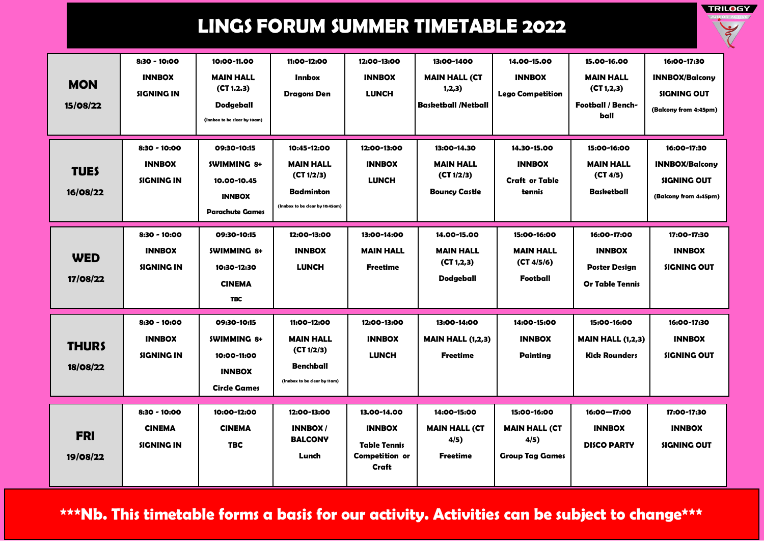# LINGS FORUM SUMMER TIMETABLE 2022

TRILOGY JUNIOR ACTIVE

| Day | | | | | | | | |
|---|---|---|---|---|---|---|---|---|
| **MON** 15/08/22 | 8:30 - 10:00 INNBOX SIGNING IN | 10:00-11.00 MAIN HALL (CT 1.2.3) Dodgeball (Innbox to be clear by 10am) | 11:00-12:00 Innbox Dragons Den | 12:00-13:00 INNBOX LUNCH | 13:00-1400 MAIN HALL (CT 1,2,3) Basketball /Netball | 14.00-15.00 INNBOX Lego Competition | 15.00-16.00 MAIN HALL (CT 1,2,3) Football / Bench-ball | 16:00-17:30 INNBOX/Balcony SIGNING OUT (Balcony from 4:45pm) |
| **TUES** 16/08/22 | 8:30 - 10:00 INNBOX SIGNING IN | 09:30-10:15 SWIMMING 8+ 10.00-10.45 INNBOX Parachute Games | 10:45-12:00 MAIN HALL (CT 1/2/3) Badminton (Innbox to be clear by 10:45am) | 12:00-13:00 INNBOX LUNCH | 13:00-14.30 MAIN HALL (CT 1/2/3) Bouncy Castle | 14.30-15.00 INNBOX Craft or Table tennis | 15:00-16:00 MAIN HALL (CT 4/5) Basketball | 16:00-17:30 INNBOX/Balcony SIGNING OUT (Balcony from 4:45pm) |
| **WED** 17/08/22 | 8:30 - 10:00 INNBOX SIGNING IN | 09:30-10:15 SWIMMING 8+ 10:30-12:30 CINEMA TBC | 12:00-13:00 INNBOX LUNCH | 13:00-14:00 MAIN HALL Freetime | 14.00-15.00 MAIN HALL (CT 1,2,3) Dodgeball | 15:00-16:00 MAIN HALL (CT 4/5/6) Football | 16:00-17:00 INNBOX Poster Design Or Table Tennis | 17:00-17:30 INNBOX SIGNING OUT |
| **THURS** 18/08/22 | 8:30 - 10:00 INNBOX SIGNING IN | 09:30-10:15 SWIMMING 8+ 10:00-11:00 INNBOX Circle Games | 11:00-12:00 MAIN HALL (CT 1/2/3) Benchball (Innbox to be clear by 11am) | 12:00-13:00 INNBOX LUNCH | 13:00-14:00 MAIN HALL (1,2,3) Freetime | 14:00-15:00 INNBOX Painting | 15:00-16:00 MAIN HALL (1,2,3) Kick Rounders | 16:00-17:30 INNBOX SIGNING OUT |
| **FRI** 19/08/22 | 8:30 - 10:00 CINEMA SIGNING IN | 10:00-12:00 CINEMA TBC | 12:00-13:00 INNBOX / BALCONY Lunch | 13.00-14.00 INNBOX Table Tennis Competition or Craft | 14:00-15:00 MAIN HALL (CT 4/5) Freetime | 15:00-16:00 MAIN HALL (CT 4/5) Group Tag Games | 16:00—17:00 INNBOX DISCO PARTY | 17:00-17:30 INNBOX SIGNING OUT |

**\*\*\*Nb. This timetable forms a basis for our activity. Activities can be subject to change\*\*\***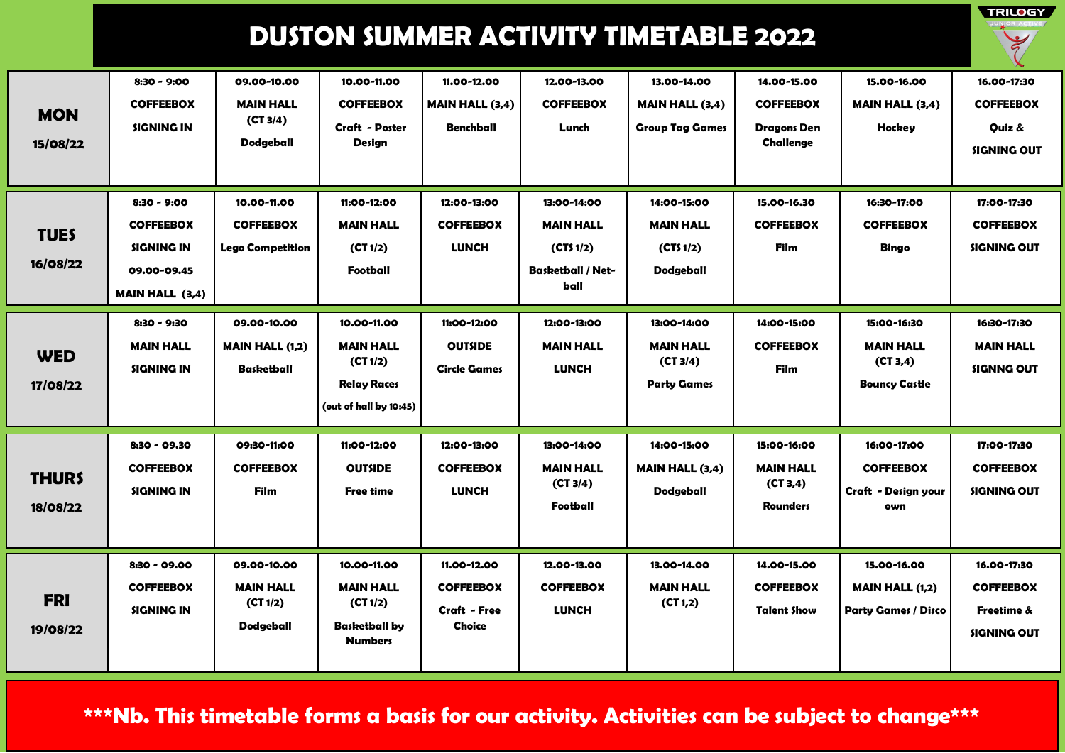# DUSTON SUMMER ACTIVITY TIMETABLE 2022

TRILOGY JUNIOR ACTIVE

| Day | Slot 1 | Slot 2 | Slot 3 | Slot 4 | Slot 5 | Slot 6 | Slot 7 | Slot 8 | Slot 9 |
|---|---|---|---|---|---|---|---|---|---|
| **MON 15/08/22** | 8:30 - 9:00 COFFEEBOX SIGNING IN | 09.00-10.00 MAIN HALL (CT 3/4) Dodgeball | 10.00-11.00 COFFEEBOX Craft - Poster Design | 11.00-12.00 MAIN HALL (3,4) Benchball | 12.00-13.00 COFFEEBOX Lunch | 13.00-14.00 MAIN HALL (3,4) Group Tag Games | 14.00-15.00 COFFEEBOX Dragons Den Challenge | 15.00-16.00 MAIN HALL (3,4) Hockey | 16.00-17:30 COFFEEBOX Quiz & SIGNING OUT |
| **TUES 16/08/22** | 8:30 - 9:00 COFFEEBOX SIGNING IN 09.00-09.45 MAIN HALL (3,4) | 10.00-11.00 COFFEEBOX Lego Competition | 11:00-12:00 MAIN HALL (CT 1/2) Football | 12:00-13:00 COFFEEBOX LUNCH | 13:00-14:00 MAIN HALL (CTS 1/2) Basketball / Net-ball | 14:00-15:00 MAIN HALL (CTS 1/2) Dodgeball | 15.00-16.30 COFFEEBOX Film | 16:30-17:00 COFFEEBOX Bingo | 17:00-17:30 COFFEEBOX SIGNING OUT |
| **WED 17/08/22** | 8:30 - 9:30 MAIN HALL SIGNING IN | 09.00-10.00 MAIN HALL (1,2) Basketball | 10.00-11.00 MAIN HALL (CT 1/2) Relay Races (out of hall by 10:45) | 11:00-12:00 OUTSIDE Circle Games | 12:00-13:00 MAIN HALL LUNCH | 13:00-14:00 MAIN HALL (CT 3/4) Party Games | 14:00-15:00 COFFEEBOX Film | 15:00-16:30 MAIN HALL (CT 3,4) Bouncy Castle | 16:30-17:30 MAIN HALL SIGNNG OUT |
| **THURS 18/08/22** | 8:30 - 09.30 COFFEEBOX SIGNING IN | 09:30-11:00 COFFEEBOX Film | 11:00-12:00 OUTSIDE Free time | 12:00-13:00 COFFEEBOX LUNCH | 13:00-14:00 MAIN HALL (CT 3/4) Football | 14:00-15:00 MAIN HALL (3,4) Dodgeball | 15:00-16:00 MAIN HALL (CT 3,4) Rounders | 16:00-17:00 COFFEEBOX Craft - Design your own | 17:00-17:30 COFFEEBOX SIGNING OUT |
| **FRI 19/08/22** | 8:30 - 09.00 COFFEEBOX SIGNING IN | 09.00-10.00 MAIN HALL (CT 1/2) Dodgeball | 10.00-11.00 MAIN HALL (CT 1/2) Basketball by Numbers | 11.00-12.00 COFFEEBOX Craft - Free Choice | 12.00-13.00 COFFEEBOX LUNCH | 13.00-14.00 MAIN HALL (CT 1,2) | 14.00-15.00 COFFEEBOX Talent Show | 15.00-16.00 MAIN HALL (1,2) Party Games / Disco | 16.00-17:30 COFFEEBOX Freetime & SIGNING OUT |

**\*\*\*Nb. This timetable forms a basis for our activity. Activities can be subject to change\*\*\***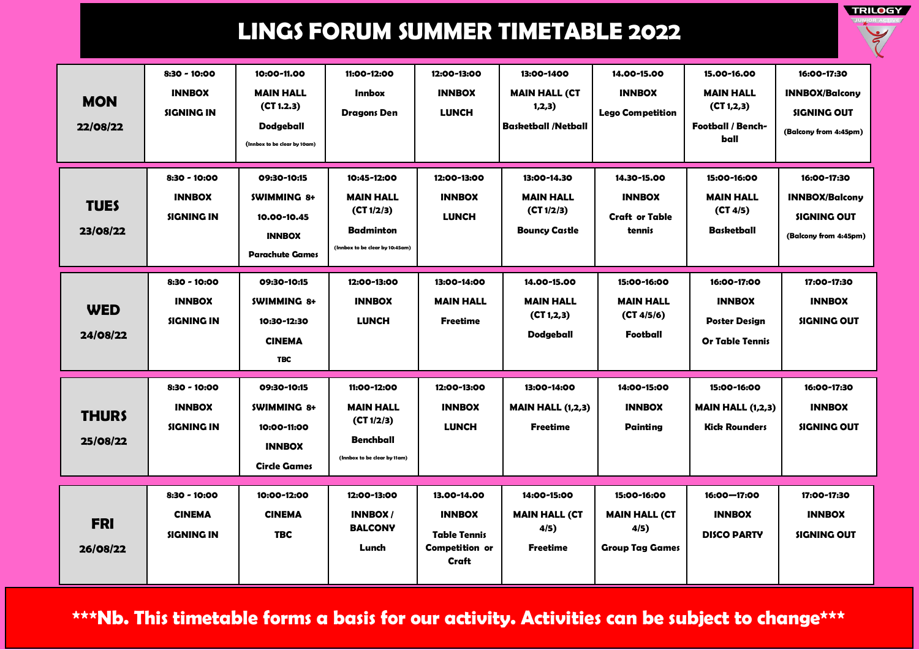# LINGS FORUM SUMMER TIMETABLE 2022

| **MON 22/08/22** | **8:30 - 10:00** INNBOX SIGNING IN | **10:00-11.00** MAIN HALL (CT 1.2.3) Dodgeball (Innbox to be clear by 10am) | **11:00-12:00** Innbox Dragons Den | **12:00-13:00** INNBOX LUNCH | **13:00-1400** MAIN HALL (CT 1,2,3) Basketball /Netball | **14.00-15.00** INNBOX Lego Competition | **15.00-16.00** MAIN HALL (CT 1,2,3) Football / Bench-ball | **16:00-17:30** INNBOX/Balcony SIGNING OUT (Balcony from 4:45pm) |
|---|---|---|---|---|---|---|---|---|
| **TUES 23/08/22** | **8:30 - 10:00** INNBOX SIGNING IN | **09:30-10:15** SWIMMING 8+ **10.00-10.45** INNBOX Parachute Games | **10:45-12:00** MAIN HALL (CT 1/2/3) Badminton (Innbox to be clear by 10:45am) | **12:00-13:00** INNBOX LUNCH | **13:00-14.30** MAIN HALL (CT 1/2/3) Bouncy Castle | **14.30-15.00** INNBOX Craft or Table tennis | **15:00-16:00** MAIN HALL (CT 4/5) Basketball | **16:00-17:30** INNBOX/Balcony SIGNING OUT (Balcony from 4:45pm) |
| **WED 24/08/22** | **8:30 - 10:00** INNBOX SIGNING IN | **09:30-10:15** SWIMMING 8+ **10:30-12:30** CINEMA TBC | **12:00-13:00** INNBOX LUNCH | **13:00-14:00** MAIN HALL Freetime | **14.00-15.00** MAIN HALL (CT 1,2,3) Dodgeball | **15:00-16:00** MAIN HALL (CT 4/5/6) Football | **16:00-17:00** INNBOX Poster Design Or Table Tennis | **17:00-17:30** INNBOX SIGNING OUT |
| **THURS 25/08/22** | **8:30 - 10:00** INNBOX SIGNING IN | **09:30-10:15** SWIMMING 8+ **10:00-11:00** INNBOX Circle Games | **11:00-12:00** MAIN HALL (CT 1/2/3) Benchball (Innbox to be clear by 11am) | **12:00-13:00** INNBOX LUNCH | **13:00-14:00** MAIN HALL (1,2,3) Freetime | **14:00-15:00** INNBOX Painting | **15:00-16:00** MAIN HALL (1,2,3) Kick Rounders | **16:00-17:30** INNBOX SIGNING OUT |
| **FRI 26/08/22** | **8:30 - 10:00** CINEMA SIGNING IN | **10:00-12:00** CINEMA TBC | **12:00-13:00** INNBOX / BALCONY Lunch | **13.00-14.00** INNBOX Table Tennis Competition or Craft | **14:00-15:00** MAIN HALL (CT 4/5) Freetime | **15:00-16:00** MAIN HALL (CT 4/5) Group Tag Games | **16:00—17:00** INNBOX DISCO PARTY | **17:00-17:30** INNBOX SIGNING OUT |

**\*\*\*Nb. This timetable forms a basis for our activity. Activities can be subject to change\*\*\***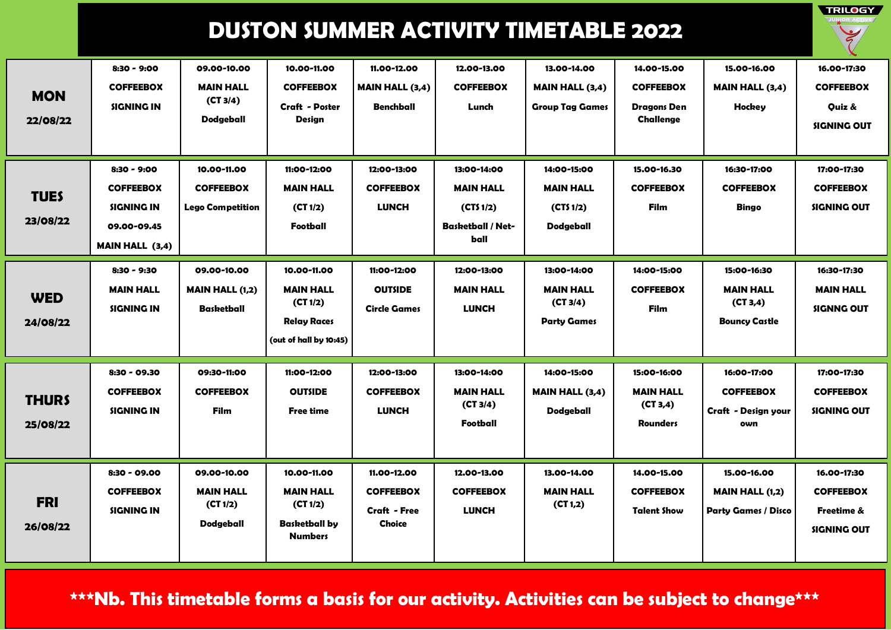# DUSTON SUMMER ACTIVITY TIMETABLE 2022

TRILOGY JUNIOR ACTIVE

| MON 22/08/22 | 8:30 - 9:00 COFFEEBOX SIGNING IN | 09.00-10.00 MAIN HALL (CT 3/4) Dodgeball | 10.00-11.00 COFFEEBOX Craft - Poster Design | 11.00-12.00 MAIN HALL (3,4) Benchball | 12.00-13.00 COFFEEBOX Lunch | 13.00-14.00 MAIN HALL (3,4) Group Tag Games | 14.00-15.00 COFFEEBOX Dragons Den Challenge | 15.00-16.00 MAIN HALL (3,4) Hockey | 16.00-17:30 COFFEEBOX Quiz & SIGNING OUT |
|---|---|---|---|---|---|---|---|---|---|
| **TUES 23/08/22** | 8:30 - 9:00 COFFEEBOX SIGNING IN 09.00-09.45 MAIN HALL (3,4) | 10.00-11.00 COFFEEBOX Lego Competition | 11:00-12:00 MAIN HALL (CT 1/2) Football | 12:00-13:00 COFFEEBOX LUNCH | 13:00-14:00 MAIN HALL (CTS 1/2) Basketball / Net-ball | 14:00-15:00 MAIN HALL (CTS 1/2) Dodgeball | 15.00-16.30 COFFEEBOX Film | 16:30-17:00 COFFEEBOX Bingo | 17:00-17:30 COFFEEBOX SIGNING OUT |
| **WED 24/08/22** | 8:30 - 9:30 MAIN HALL SIGNING IN | 09.00-10.00 MAIN HALL (1,2) Basketball | 10.00-11.00 MAIN HALL (CT 1/2) Relay Races (out of hall by 10:45) | 11:00-12:00 OUTSIDE Circle Games | 12:00-13:00 MAIN HALL LUNCH | 13:00-14:00 MAIN HALL (CT 3/4) Party Games | 14:00-15:00 COFFEEBOX Film | 15:00-16:30 MAIN HALL (CT 3,4) Bouncy Castle | 16:30-17:30 MAIN HALL SIGNNG OUT |
| **THURS 25/08/22** | 8:30 - 09.30 COFFEEBOX SIGNING IN | 09:30-11:00 COFFEEBOX Film | 11:00-12:00 OUTSIDE Free time | 12:00-13:00 COFFEEBOX LUNCH | 13:00-14:00 MAIN HALL (CT 3/4) Football | 14:00-15:00 MAIN HALL (3,4) Dodgeball | 15:00-16:00 MAIN HALL (CT 3,4) Rounders | 16:00-17:00 COFFEEBOX Craft - Design your own | 17:00-17:30 COFFEEBOX SIGNING OUT |
| **FRI 26/08/22** | 8:30 - 09.00 COFFEEBOX SIGNING IN | 09.00-10.00 MAIN HALL (CT 1/2) Dodgeball | 10.00-11.00 MAIN HALL (CT 1/2) Basketball by Numbers | 11.00-12.00 COFFEEBOX Craft - Free Choice | 12.00-13.00 COFFEEBOX LUNCH | 13.00-14.00 MAIN HALL (CT 1,2) | 14.00-15.00 COFFEEBOX Talent Show | 15.00-16.00 MAIN HALL (1,2) Party Games / Disco | 16.00-17:30 COFFEEBOX Freetime & SIGNING OUT |

***Nb. This timetable forms a basis for our activity. Activities can be subject to change***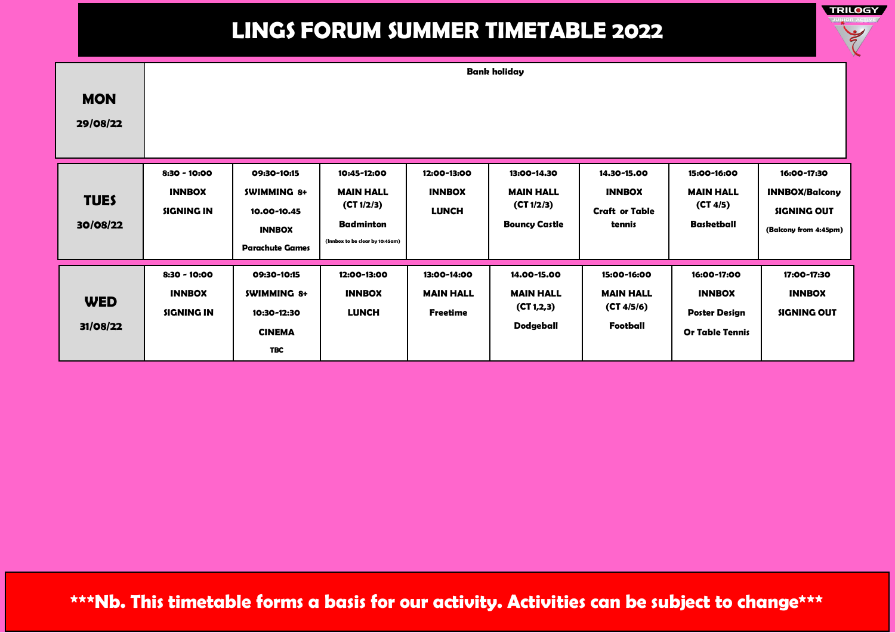# LINGS FORUM SUMMER TIMETABLE 2022

| **MON** 29/08/22 | Bank holiday | | | | | | | |
|---|---|---|---|---|---|---|---|---|
| **TUES** 30/08/22 | **8:30 - 10:00** INNBOX SIGNING IN | **09:30-10:15** SWIMMING 8+ 10.00-10.45 INNBOX Parachute Games | **10:45-12:00** MAIN HALL (CT 1/2/3) Badminton (Innbox to be clear by 10:45am) | **12:00-13:00** INNBOX LUNCH | **13:00-14.30** MAIN HALL (CT 1/2/3) Bouncy Castle | **14.30-15.00** INNBOX Craft or Table tennis | **15:00-16:00** MAIN HALL (CT 4/5) Basketball | **16:00-17:30** INNBOX/Balcony SIGNING OUT (Balcony from 4:45pm) |
| **WED** 31/08/22 | **8:30 - 10:00** INNBOX SIGNING IN | **09:30-10:15** SWIMMING 8+ 10:30-12:30 CINEMA TBC | **12:00-13:00** INNBOX LUNCH | **13:00-14:00** MAIN HALL Freetime | **14.00-15.00** MAIN HALL (CT 1,2,3) Dodgeball | **15:00-16:00** MAIN HALL (CT 4/5/6) Football | **16:00-17:00** INNBOX Poster Design Or Table Tennis | **17:00-17:30** INNBOX SIGNING OUT |

**\*\*\*Nb. This timetable forms a basis for our activity. Activities can be subject to change\*\*\***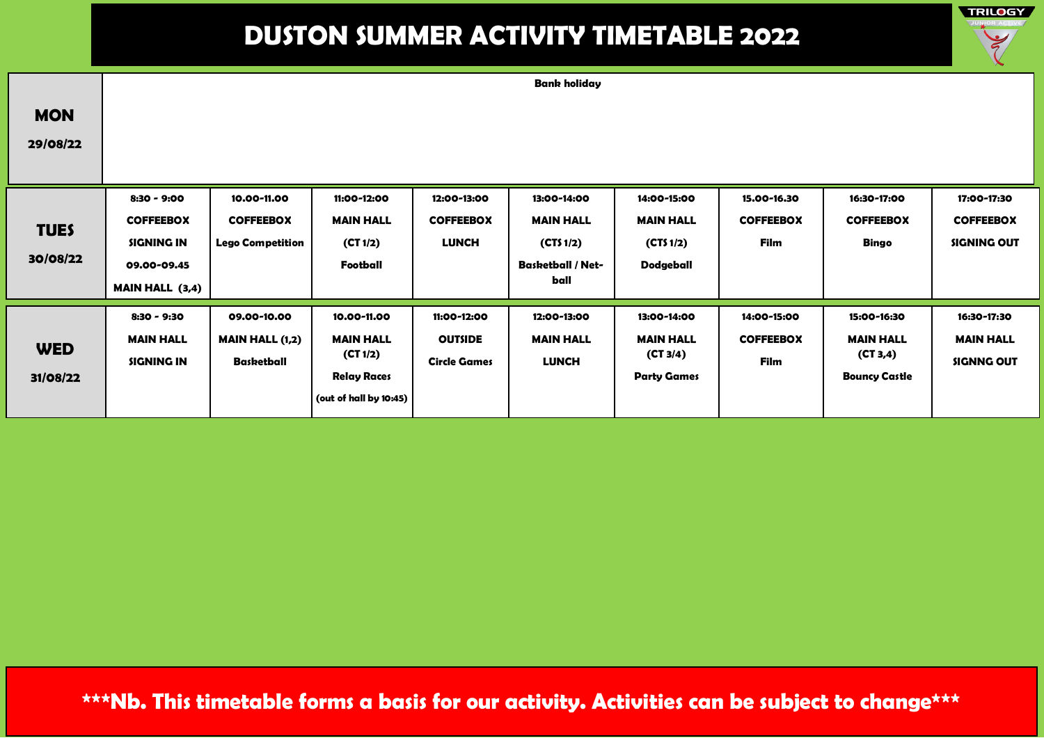# DUSTON SUMMER ACTIVITY TIMETABLE 2022

| | | | | | | | | | |
|---|---|---|---|---|---|---|---|---|---|
| **MON** 29/08/22 | Bank holiday | | | | | | | | |
| **TUES** 30/08/22 | 8:30 - 9:00 COFFEEBOX SIGNING IN 09.00-09.45 MAIN HALL (3,4) | 10.00-11.00 COFFEEBOX Lego Competition | 11:00-12:00 MAIN HALL (CT 1/2) Football | 12:00-13:00 COFFEEBOX LUNCH | 13:00-14:00 MAIN HALL (CTS 1/2) Basketball / Net-ball | 14:00-15:00 MAIN HALL (CTS 1/2) Dodgeball | 15.00-16.30 COFFEEBOX Film | 16:30-17:00 COFFEEBOX Bingo | 17:00-17:30 COFFEEBOX SIGNING OUT |
| **WED** 31/08/22 | 8:30 - 9:30 MAIN HALL SIGNING IN | 09.00-10.00 MAIN HALL (1,2) Basketball | 10.00-11.00 MAIN HALL (CT 1/2) Relay Races (out of hall by 10:45) | 11:00-12:00 OUTSIDE Circle Games | 12:00-13:00 MAIN HALL LUNCH | 13:00-14:00 MAIN HALL (CT 3/4) Party Games | 14:00-15:00 COFFEEBOX Film | 15:00-16:30 MAIN HALL (CT 3,4) Bouncy Castle | 16:30-17:30 MAIN HALL SIGNNG OUT |

**Nb. This timetable forms a basis for our activity. Activities can be subject to change**